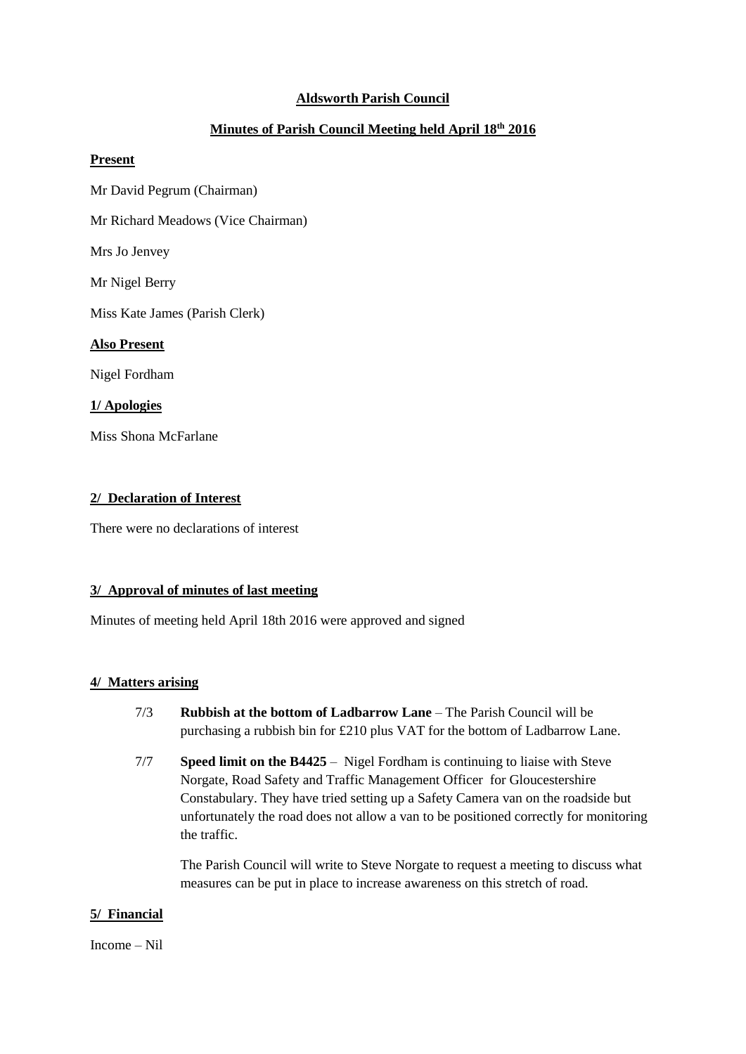# Aldsworth Parish Council

## Minutes of Parish Council Meeting held April 18th 2016

### Present

Mr David Pegrum (Chairman)

Mr Richard Meadows (Vice Chairman)

Mrs Jo Jenvey

Mr Nigel Berry

Miss Kate James (Parish Clerk)

### Also Present

Nigel Fordham

### 1/ Apologies

Miss Shona McFarlane

### 2/ Declaration of Interest

There were no declarations of interest

### 3/ Approval of minutes of last meeting

Minutes of meeting held April 18th 2016 were approved and signed

### 4/ Matters arising

7/3 **Rubbish at the bottom of Ladbarrow Lane** – The Parish Council will be purchasing a rubbish bin for £210 plus VAT for the bottom of Ladbarrow Lane.

7/7 **Speed limit on the B4425** – Nigel Fordham is continuing to liaise with Steve Norgate, Road Safety and Traffic Management Officer for Gloucestershire Constabulary. They have tried setting up a Safety Camera van on the roadside but unfortunately the road does not allow a van to be positioned correctly for monitoring the traffic.

The Parish Council will write to Steve Norgate to request a meeting to discuss what measures can be put in place to increase awareness on this stretch of road.

### 5/ Financial

Income – Nil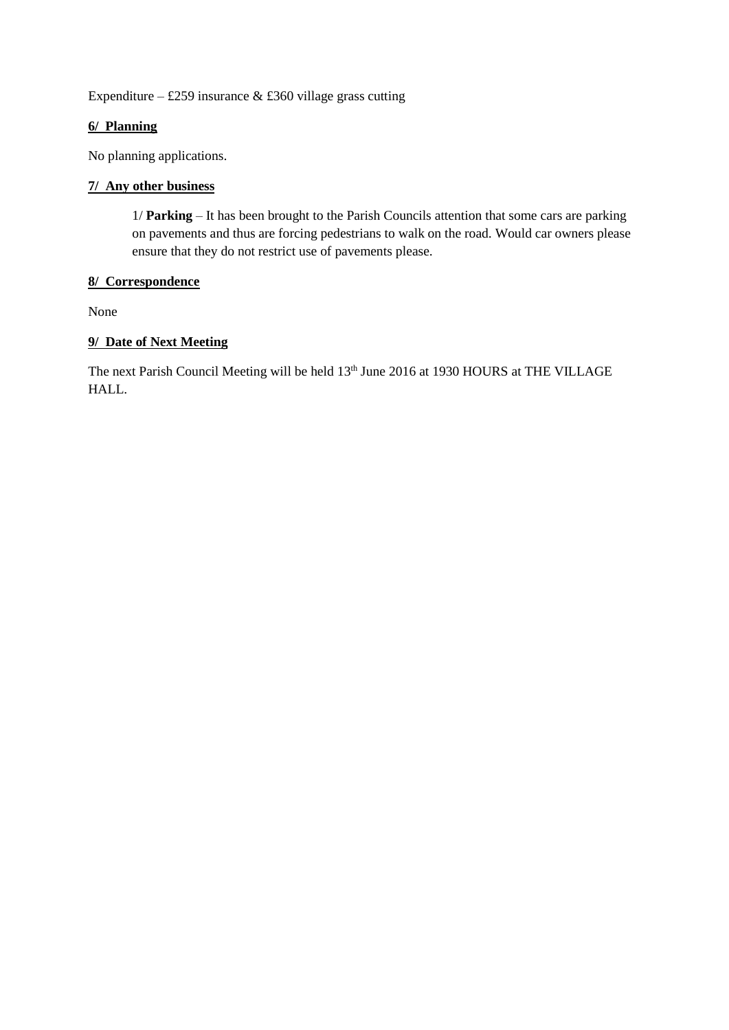Expenditure – £259 insurance & £360 village grass cutting

**6/ Planning**

No planning applications.

**7/ Any other business**

1/ **Parking** – It has been brought to the Parish Councils attention that some cars are parking on pavements and thus are forcing pedestrians to walk on the road. Would car owners please ensure that they do not restrict use of pavements please.

**8/ Correspondence**

None

**9/ Date of Next Meeting**

The next Parish Council Meeting will be held 13th June 2016 at 1930 HOURS at THE VILLAGE HALL.